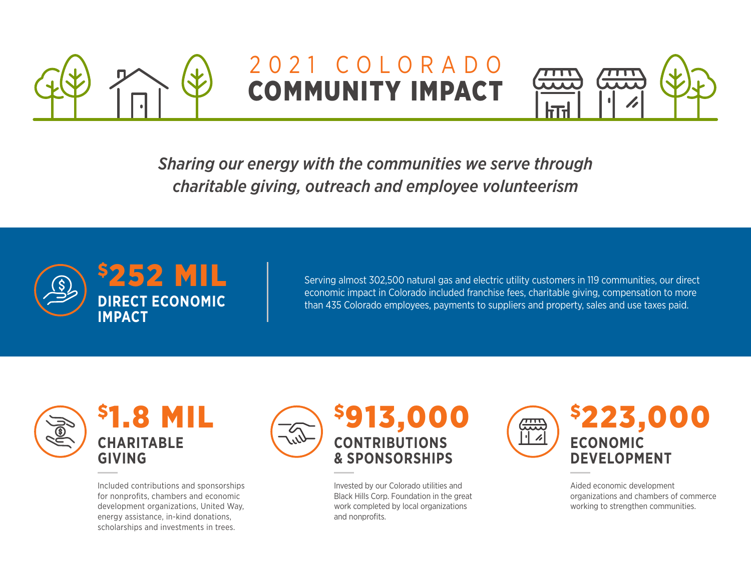# 2021 COLORADO COMMUNITY IMPACT

*Sharing our energy with the communities we serve through charitable giving, outreach and employee volunteerism*

## $252 MIL DIRECT ECONOMIC IMPACT

Serving almost 302,500 natural gas and electric utility customers in 119 communities, our direct economic impact in Colorado included franchise fees, charitable giving, compensation to more than 435 Colorado employees, payments to suppliers and property, sales and use taxes paid.

## $1.8 MIL CHARITABLE GIVING

Included contributions and sponsorships for nonprofits, chambers and economic development organizations, United Way, energy assistance, in-kind donations, scholarships and investments in trees.

## $913,000 CONTRIBUTIONS & SPONSORSHIPS

Invested by our Colorado utilities and Black Hills Corp. Foundation in the great work completed by local organizations and nonprofits.

## $223,000 ECONOMIC DEVELOPMENT

Aided economic development organizations and chambers of commerce working to strengthen communities.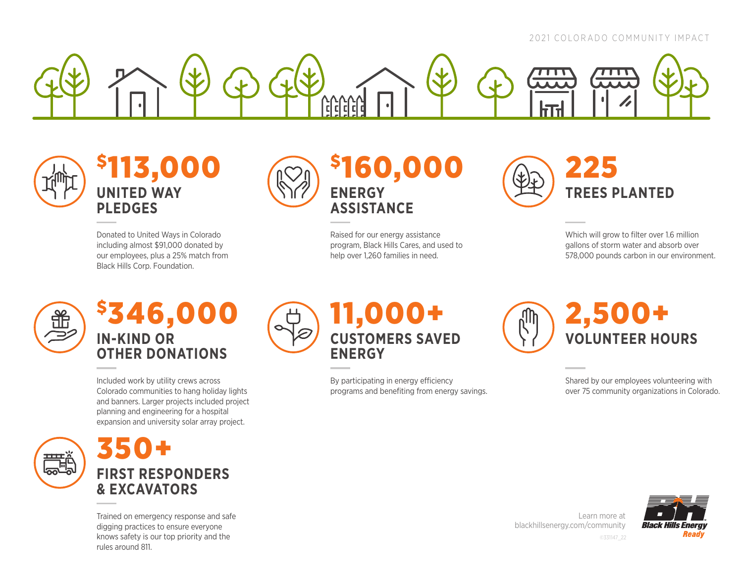2021 COLORADO COMMUNITY IMPACT

## $113,000
### UNITED WAY PLEDGES

Donated to United Ways in Colorado including almost $91,000 donated by our employees, plus a 25% match from Black Hills Corp. Foundation.

## $160,000
### ENERGY ASSISTANCE

Raised for our energy assistance program, Black Hills Cares, and used to help over 1,260 families in need.

## 225
### TREES PLANTED

Which will grow to filter over 1.6 million gallons of storm water and absorb over 578,000 pounds carbon in our environment.

## $346,000
### IN-KIND OR OTHER DONATIONS

Included work by utility crews across Colorado communities to hang holiday lights and banners. Larger projects included project planning and engineering for a hospital expansion and university solar array project.

## 11,000+
### CUSTOMERS SAVED ENERGY

By participating in energy efficiency programs and benefiting from energy savings.

## 2,500+
### VOLUNTEER HOURS

Shared by our employees volunteering with over 75 community organizations in Colorado.

## 350+
### FIRST RESPONDERS & EXCAVATORS

Trained on emergency response and safe digging practices to ensure everyone knows safety is our top priority and the rules around 811.

Learn more at blackhillsenergy.com/community

©331147_22

Black Hills Energy
Ready